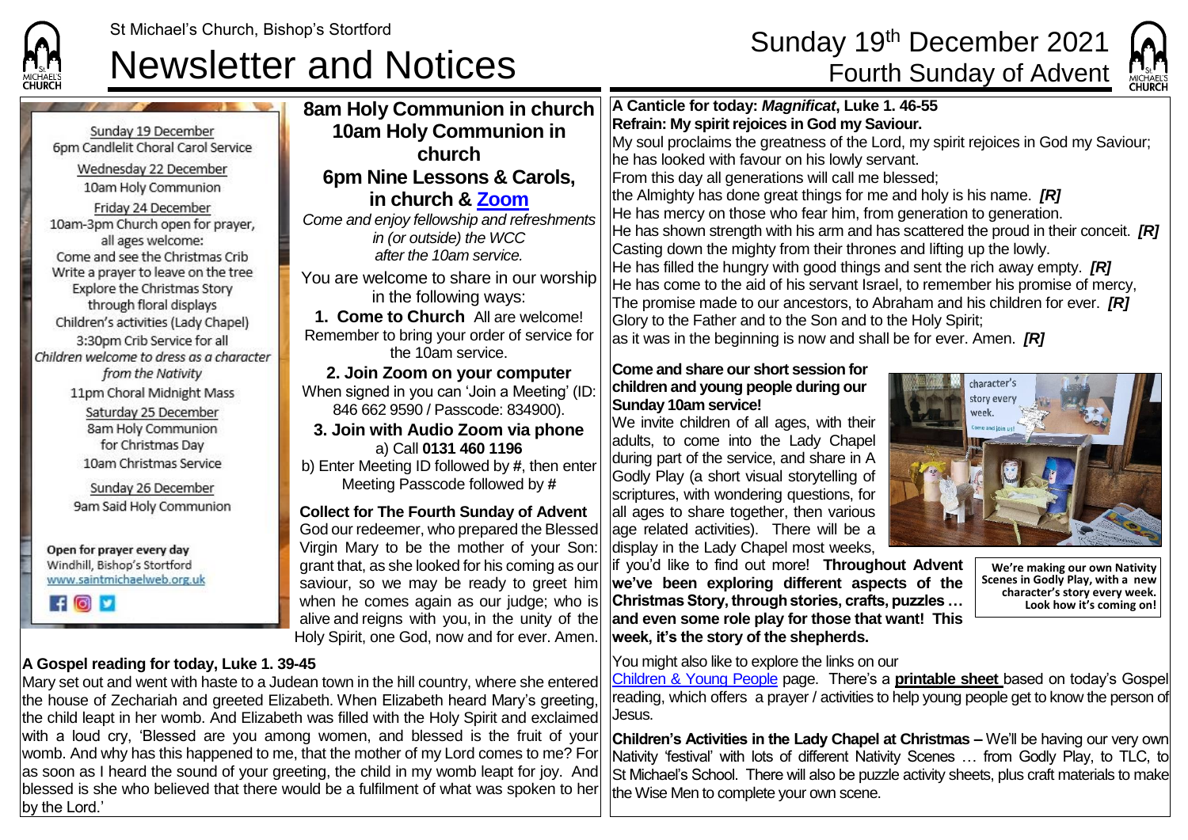St Michael's Church, Bishop's Stortford

# Newsletter and Notices

## Sunday 19th December 2021
## Fourth Sunday of Advent

Sunday 19 December
6pm Candlelit Choral Carol Service

Wednesday 22 December
10am Holy Communion

Friday 24 December
10am-3pm Church open for prayer, all ages welcome:
Come and see the Christmas Crib
Write a prayer to leave on the tree
Explore the Christmas Story through floral displays
Children's activities (Lady Chapel)
3:30pm Crib Service for all
*Children welcome to dress as a character from the Nativity*
11pm Choral Midnight Mass

Saturday 25 December
8am Holy Communion for Christmas Day
10am Christmas Service

Sunday 26 December
9am Said Holy Communion

**Open for prayer every day**
Windhill, Bishop's Stortford
www.saintmichaelweb.org.uk

### 8am Holy Communion in church
### 10am Holy Communion in church
### 6pm Nine Lessons & Carols, in church & Zoom

*Come and enjoy fellowship and refreshments in (or outside) the WCC after the 10am service.*

You are welcome to share in our worship in the following ways:

**1. Come to Church** All are welcome!
Remember to bring your order of service for the 10am service.

**2. Join Zoom on your computer**
When signed in you can 'Join a Meeting' (ID: 846 662 9590 / Passcode: 834900).

**3. Join with Audio Zoom via phone**
a) Call **0131 460 1196**
b) Enter Meeting ID followed by **#**, then enter Meeting Passcode followed by **#**

**Collect for The Fourth Sunday of Advent**
God our redeemer, who prepared the Blessed Virgin Mary to be the mother of your Son: grant that, as she looked for his coming as our saviour, so we may be ready to greet him when he comes again as our judge; who is alive and reigns with you, in the unity of the Holy Spirit, one God, now and for ever. Amen.

**A Gospel reading for today, Luke 1. 39-45**
Mary set out and went with haste to a Judean town in the hill country, where she entered the house of Zechariah and greeted Elizabeth. When Elizabeth heard Mary's greeting, the child leapt in her womb. And Elizabeth was filled with the Holy Spirit and exclaimed with a loud cry, 'Blessed are you among women, and blessed is the fruit of your womb. And why has this happened to me, that the mother of my Lord comes to me? For as soon as I heard the sound of your greeting, the child in my womb leapt for joy. And blessed is she who believed that there would be a fulfilment of what was spoken to her by the Lord.'

**A Canticle for today: *Magnificat*, Luke 1. 46-55**
**Refrain: My spirit rejoices in God my Saviour.**
My soul proclaims the greatness of the Lord, my spirit rejoices in God my Saviour;
he has looked with favour on his lowly servant.
From this day all generations will call me blessed;
the Almighty has done great things for me and holy is his name. ***[R]***
He has mercy on those who fear him, from generation to generation.
He has shown strength with his arm and has scattered the proud in their conceit. ***[R]***
Casting down the mighty from their thrones and lifting up the lowly.
He has filled the hungry with good things and sent the rich away empty. ***[R]***
He has come to the aid of his servant Israel, to remember his promise of mercy,
The promise made to our ancestors, to Abraham and his children for ever. ***[R]***
Glory to the Father and to the Son and to the Holy Spirit;
as it was in the beginning is now and shall be for ever. Amen. ***[R]***

**Come and share our short session for children and young people during our Sunday 10am service!**
We invite children of all ages, with their adults, to come into the Lady Chapel during part of the service, and share in A Godly Play (a short visual storytelling of scriptures, with wondering questions, for all ages to share together, then various age related activities). There will be a display in the Lady Chapel most weeks, if you'd like to find out more! **Throughout Advent we've been exploring different aspects of the Christmas Story, through stories, crafts, puzzles … and even some role play for those that want! This week, it's the story of the shepherds.**

**We're making our own Nativity Scenes in Godly Play, with a new character's story every week. Look how it's coming on!**

You might also like to explore the links on our Children & Young People page. There's a **printable sheet** based on today's Gospel reading, which offers a prayer / activities to help young people get to know the person of Jesus.

**Children's Activities in the Lady Chapel at Christmas –** We'll be having our very own Nativity 'festival' with lots of different Nativity Scenes … from Godly Play, to TLC, to St Michael's School. There will also be puzzle activity sheets, plus craft materials to make the Wise Men to complete your own scene.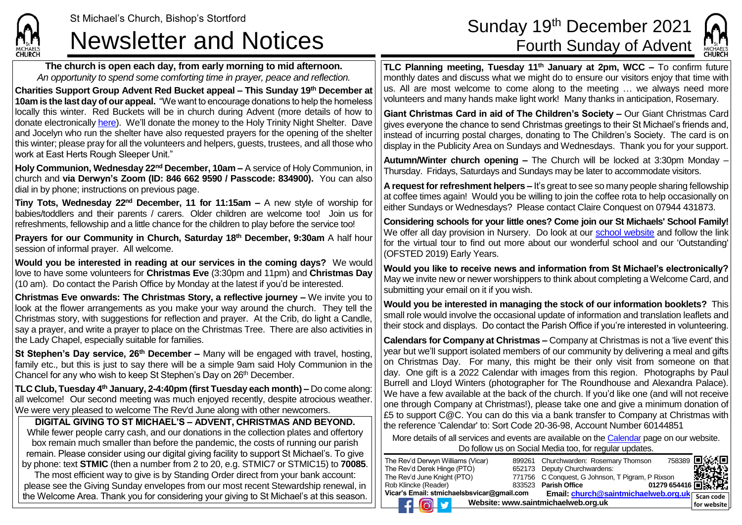St Michael's Church, Bishop's Stortford

# Newsletter and Notices

## Sunday 19th December 2021
## Fourth Sunday of Advent

**The church is open each day, from early morning to mid afternoon.**
*An opportunity to spend some comforting time in prayer, peace and reflection.*

**Charities Support Group Advent Red Bucket appeal – This Sunday 19th December at 10am is the last day of our appeal.** "We want to encourage donations to help the homeless locally this winter. Red Buckets will be in church during Advent (more details of how to donate electronically here). We'll donate the money to the Holy Trinity Night Shelter. Dave and Jocelyn who run the shelter have also requested prayers for the opening of the shelter this winter; please pray for all the volunteers and helpers, guests, trustees, and all those who work at East Herts Rough Sleeper Unit."

**Holy Communion, Wednesday 22nd December, 10am –** A service of Holy Communion, in church and **via Derwyn's Zoom (ID: 846 662 9590 / Passcode: 834900).** You can also dial in by phone; instructions on previous page.

**Tiny Tots, Wednesday 22nd December, 11 for 11:15am –** A new style of worship for babies/toddlers and their parents / carers. Older children are welcome too! Join us for refreshments, fellowship and a little chance for the children to play before the service too!

**Prayers for our Community in Church, Saturday 18th December, 9:30am** A half hour session of informal prayer. All welcome.

**Would you be interested in reading at our services in the coming days?** We would love to have some volunteers for **Christmas Eve** (3:30pm and 11pm) and **Christmas Day** (10 am). Do contact the Parish Office by Monday at the latest if you'd be interested.

**Christmas Eve onwards: The Christmas Story, a reflective journey –** We invite you to look at the flower arrangements as you make your way around the church. They tell the Christmas story, with suggestions for reflection and prayer. At the Crib, do light a Candle, say a prayer, and write a prayer to place on the Christmas Tree. There are also activities in the Lady Chapel, especially suitable for families.

**St Stephen's Day service, 26th December –** Many will be engaged with travel, hosting, family etc., but this is just to say there will be a simple 9am said Holy Communion in the Chancel for any who wish to keep St Stephen's Day on 26th December.

**TLC Club, Tuesday 4th January, 2-4:40pm (first Tuesday each month) –** Do come along: all welcome! Our second meeting was much enjoyed recently, despite atrocious weather. We were very pleased to welcome The Rev'd June along with other newcomers.

**DIGITAL GIVING TO ST MICHAEL'S – ADVENT, CHRISTMAS AND BEYOND.**
While fewer people carry cash, and our donations in the collection plates and offertory box remain much smaller than before the pandemic, the costs of running our parish remain. Please consider using our digital giving facility to support St Michael's. To give by phone: text **STMIC** (then a number from 2 to 20, e.g. STMIC7 or STMIC15) to **70085**. The most efficient way to give is by Standing Order direct from your bank account: please see the Giving Sunday envelopes from our most recent Stewardship renewal, in the Welcome Area. Thank you for considering your giving to St Michael's at this season.

**TLC Planning meeting, Tuesday 11th January at 2pm, WCC –** To confirm future monthly dates and discuss what we might do to ensure our visitors enjoy that time with us. All are most welcome to come along to the meeting … we always need more volunteers and many hands make light work! Many thanks in anticipation, Rosemary.

**Giant Christmas Card in aid of The Children's Society –** Our Giant Christmas Card gives everyone the chance to send Christmas greetings to their St Michael's friends and, instead of incurring postal charges, donating to The Children's Society. The card is on display in the Publicity Area on Sundays and Wednesdays. Thank you for your support.

**Autumn/Winter church opening –** The Church will be locked at 3:30pm Monday – Thursday. Fridays, Saturdays and Sundays may be later to accommodate visitors.

**A request for refreshment helpers –** It's great to see so many people sharing fellowship at coffee times again! Would you be willing to join the coffee rota to help occasionally on either Sundays or Wednesdays? Please contact Claire Conquest on 07944 431873.

**Considering schools for your little ones? Come join our St Michaels' School Family!** We offer all day provision in Nursery. Do look at our school website and follow the link for the virtual tour to find out more about our wonderful school and our 'Outstanding' (OFSTED 2019) Early Years.

**Would you like to receive news and information from St Michael's electronically?** May we invite new or newer worshippers to think about completing a Welcome Card, and submitting your email on it if you wish.

**Would you be interested in managing the stock of our information booklets?** This small role would involve the occasional update of information and translation leaflets and their stock and displays. Do contact the Parish Office if you're interested in volunteering.

**Calendars for Company at Christmas –** Company at Christmas is not a 'live event' this year but we'll support isolated members of our community by delivering a meal and gifts on Christmas Day. For many, this might be their only visit from someone on that day. One gift is a 2022 Calendar with images from this region. Photographs by Paul Burrell and Lloyd Winters (photographer for The Roundhouse and Alexandra Palace). We have a few available at the back of the church. If you'd like one (and will not receive one through Company at Christmas!), please take one and give a minimum donation of £5 to support C@C. You can do this via a bank transfer to Company at Christmas with the reference 'Calendar' to: Sort Code 20-36-98, Account Number 60144851

More details of all services and events are available on the Calendar page on our website.
Do follow us on Social Media too, for regular updates.

| | | | |
|---|---|---|---|
| The Rev'd Derwyn Williams (Vicar) | 899261 | Churchwarden: Rosemary Thomson | 758389 |
| The Rev'd Derek Hinge (PTO) | 652173 | Deputy Churchwardens: | |
| The Rev'd June Knight (PTO) | 771756 | C Conquest, G Johnson, T Pigram, P Rixson | |
| Rob Klincke (Reader) | 833523 | **Parish Office** | **01279 654416** |

**Vicar's Email: stmichaelsbsvicar@gmail.com** **Email: church@saintmichaelweb.org.uk**
**Website: www.saintmichaelweb.org.uk**

Scan code for website